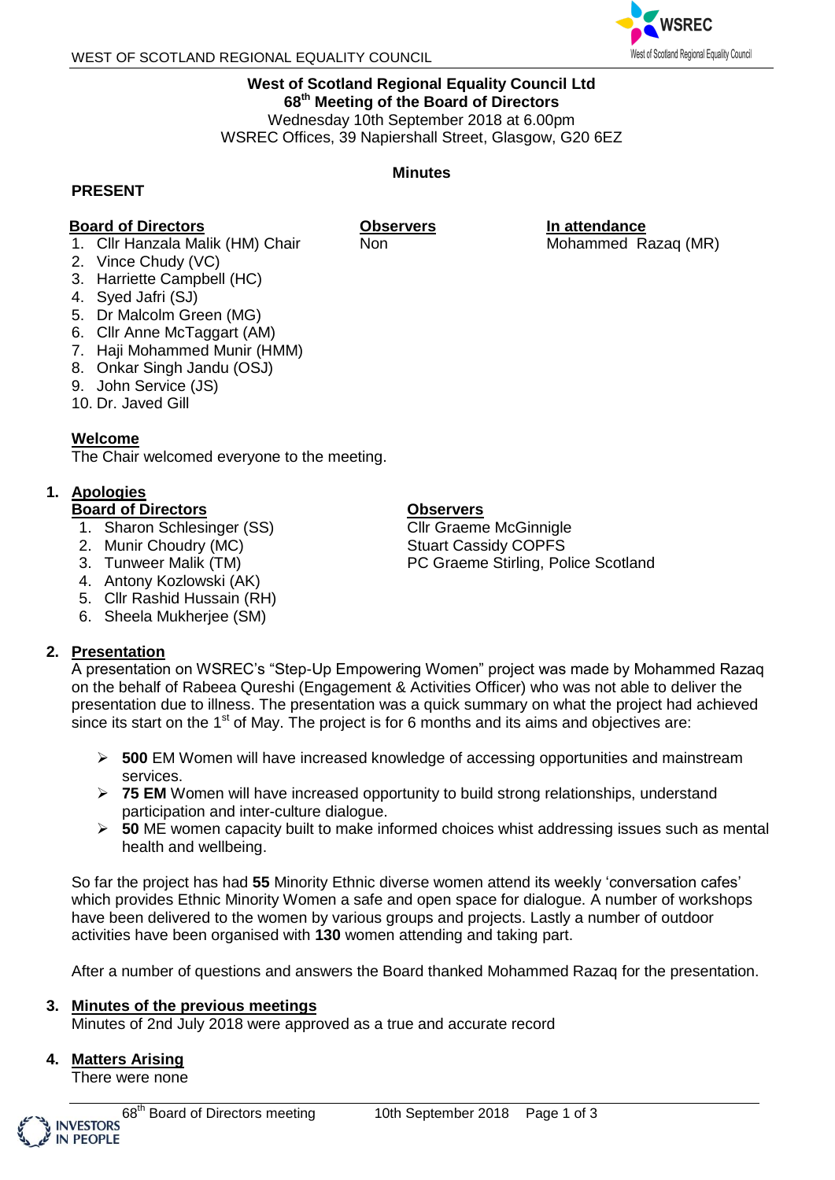**West of Scotland Regional Equality Council Ltd**
**68th Meeting of the Board of Directors**
Wednesday 10th September 2018 at 6.00pm
WSREC Offices, 39 Napiershall Street, Glasgow, G20 6EZ

**Minutes**

## PRESENT

**Board of Directors**

1. Cllr Hanzala Malik (HM) Chair
2. Vince Chudy (VC)
3. Harriette Campbell (HC)
4. Syed Jafri (SJ)
5. Dr Malcolm Green (MG)
6. Cllr Anne McTaggart (AM)
7. Haji Mohammed Munir (HMM)
8. Onkar Singh Jandu (OSJ)
9. John Service (JS)
10. Dr. Javed Gill

**Observers**

Non

**In attendance**

Mohammed Razaq (MR)

**Welcome**

The Chair welcomed everyone to the meeting.

**1. Apologies**

**Board of Directors**

1. Sharon Schlesinger (SS)
2. Munir Choudry (MC)
3. Tunweer Malik (TM)
4. Antony Kozlowski (AK)
5. Cllr Rashid Hussain (RH)
6. Sheela Mukherjee (SM)

**Observers**

Cllr Graeme McGinnigle
Stuart Cassidy COPFS
PC Graeme Stirling, Police Scotland

**2. Presentation**

A presentation on WSREC's "Step-Up Empowering Women" project was made by Mohammed Razaq on the behalf of Rabeea Qureshi (Engagement & Activities Officer) who was not able to deliver the presentation due to illness. The presentation was a quick summary on what the project had achieved since its start on the 1st of May. The project is for 6 months and its aims and objectives are:

- **500** EM Women will have increased knowledge of accessing opportunities and mainstream services.
- **75 EM** Women will have increased opportunity to build strong relationships, understand participation and inter-culture dialogue.
- **50** ME women capacity built to make informed choices whist addressing issues such as mental health and wellbeing.

So far the project has had **55** Minority Ethnic diverse women attend its weekly 'conversation cafes' which provides Ethnic Minority Women a safe and open space for dialogue. A number of workshops have been delivered to the women by various groups and projects. Lastly a number of outdoor activities have been organised with **130** women attending and taking part.

After a number of questions and answers the Board thanked Mohammed Razaq for the presentation.

**3. Minutes of the previous meetings**

Minutes of 2nd July 2018 were approved as a true and accurate record

**4. Matters Arising**

There were none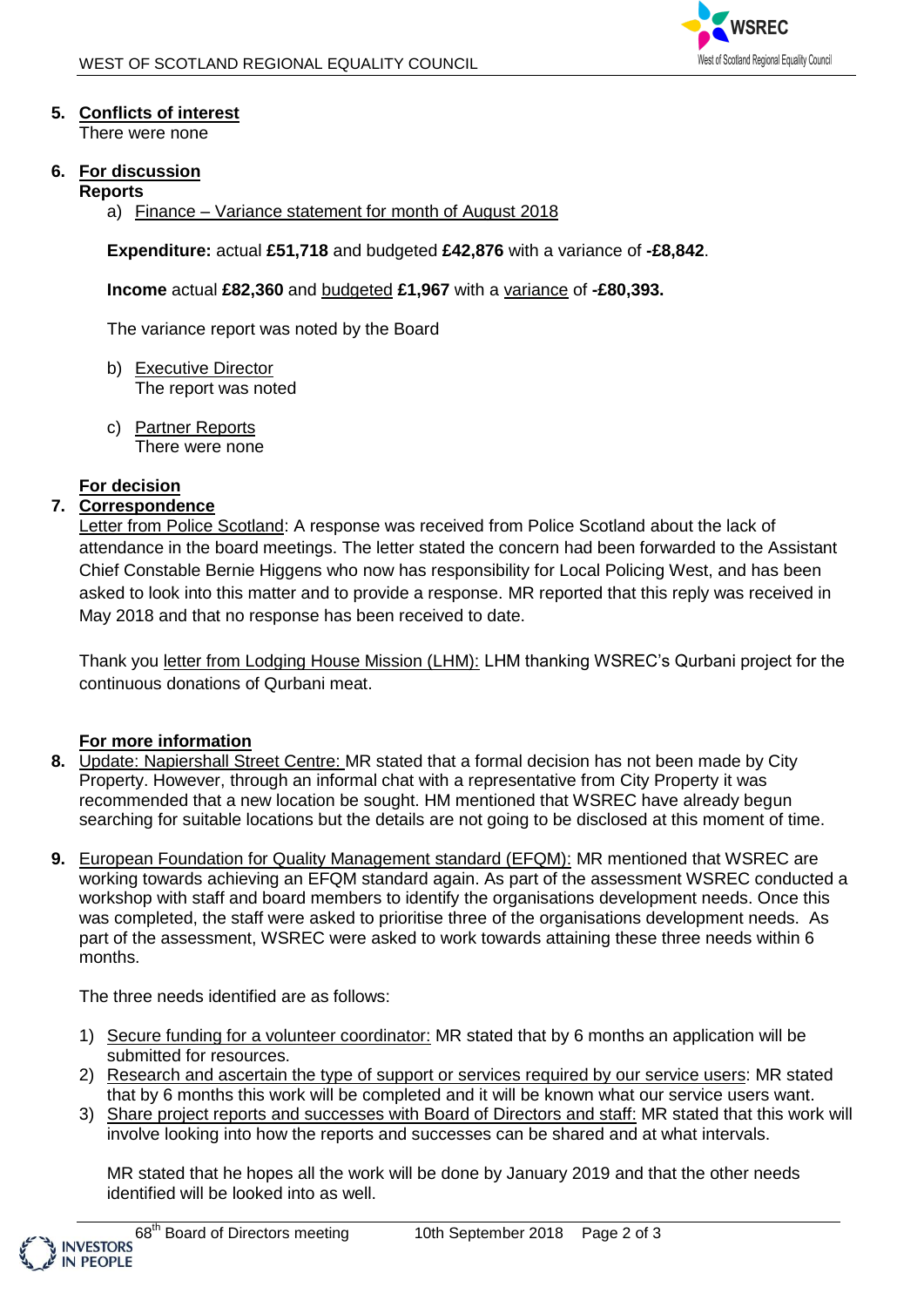5. **Conflicts of interest**
   There were none

6. **For discussion**
   **Reports**
   a) Finance – Variance statement for month of August 2018

   **Expenditure:** actual **£51,718** and budgeted **£42,876** with a variance of **-£8,842**.

   **Income** actual **£82,360** and budgeted **£1,967** with a variance of **-£80,393.**

   The variance report was noted by the Board

   b) Executive Director
      The report was noted

   c) Partner Reports
      There were none

   **For decision**

7. **Correspondence**
   Letter from Police Scotland: A response was received from Police Scotland about the lack of attendance in the board meetings. The letter stated the concern had been forwarded to the Assistant Chief Constable Bernie Higgens who now has responsibility for Local Policing West, and has been asked to look into this matter and to provide a response. MR reported that this reply was received in May 2018 and that no response has been received to date.

   Thank you letter from Lodging House Mission (LHM): LHM thanking WSREC's Qurbani project for the continuous donations of Qurbani meat.

   **For more information**

8. Update: Napiershall Street Centre: MR stated that a formal decision has not been made by City Property. However, through an informal chat with a representative from City Property it was recommended that a new location be sought. HM mentioned that WSREC have already begun searching for suitable locations but the details are not going to be disclosed at this moment of time.

9. European Foundation for Quality Management standard (EFQM): MR mentioned that WSREC are working towards achieving an EFQM standard again. As part of the assessment WSREC conducted a workshop with staff and board members to identify the organisations development needs. Once this was completed, the staff were asked to prioritise three of the organisations development needs. As part of the assessment, WSREC were asked to work towards attaining these three needs within 6 months.

   The three needs identified are as follows:

   1) Secure funding for a volunteer coordinator: MR stated that by 6 months an application will be submitted for resources.
   2) Research and ascertain the type of support or services required by our service users: MR stated that by 6 months this work will be completed and it will be known what our service users want.
   3) Share project reports and successes with Board of Directors and staff: MR stated that this work will involve looking into how the reports and successes can be shared and at what intervals.

   MR stated that he hopes all the work will be done by January 2019 and that the other needs identified will be looked into as well.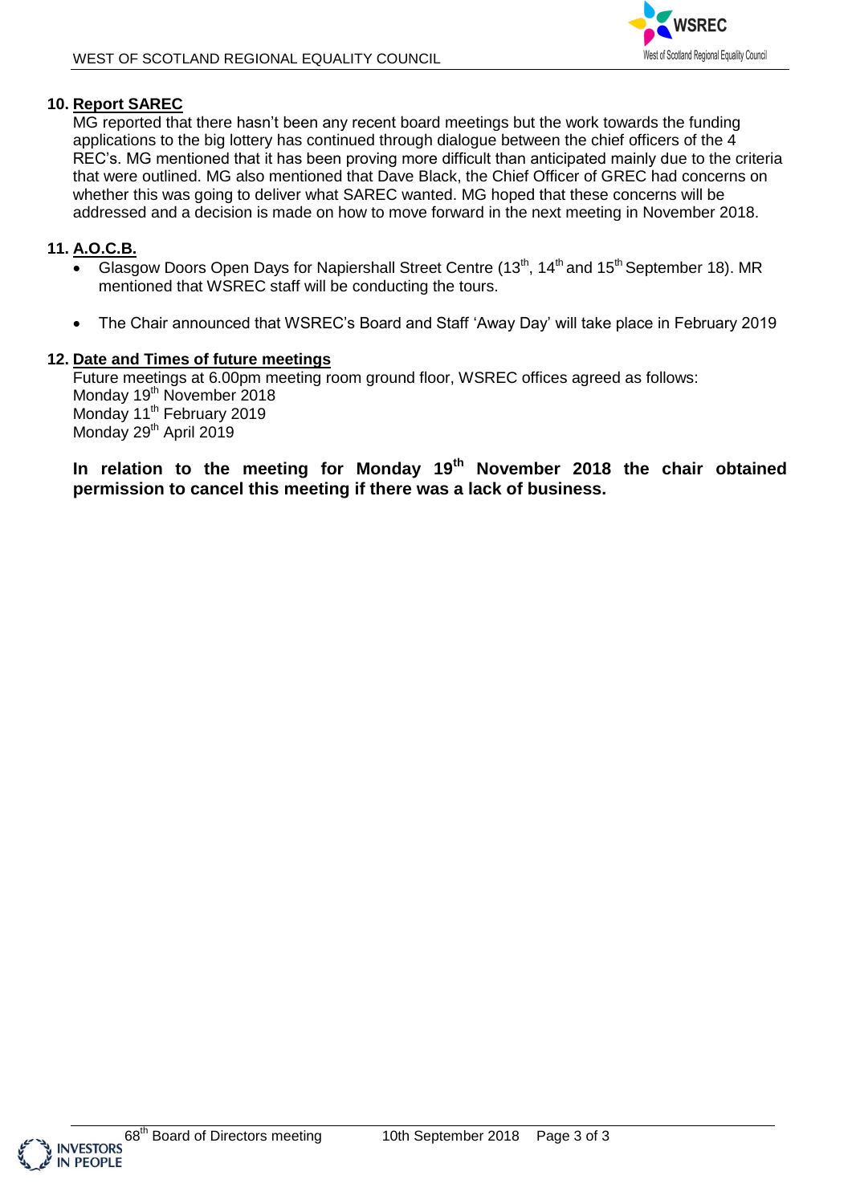**10. Report SAREC**

MG reported that there hasn't been any recent board meetings but the work towards the funding applications to the big lottery has continued through dialogue between the chief officers of the 4 REC's. MG mentioned that it has been proving more difficult than anticipated mainly due to the criteria that were outlined. MG also mentioned that Dave Black, the Chief Officer of GREC had concerns on whether this was going to deliver what SAREC wanted. MG hoped that these concerns will be addressed and a decision is made on how to move forward in the next meeting in November 2018.

**11. A.O.C.B.**

- Glasgow Doors Open Days for Napiershall Street Centre (13th, 14th and 15th September 18). MR mentioned that WSREC staff will be conducting the tours.
- The Chair announced that WSREC's Board and Staff 'Away Day' will take place in February 2019

**12. Date and Times of future meetings**

Future meetings at 6.00pm meeting room ground floor, WSREC offices agreed as follows:
Monday 19th November 2018
Monday 11th February 2019
Monday 29th April 2019

**In relation to the meeting for Monday 19th November 2018 the chair obtained permission to cancel this meeting if there was a lack of business.**